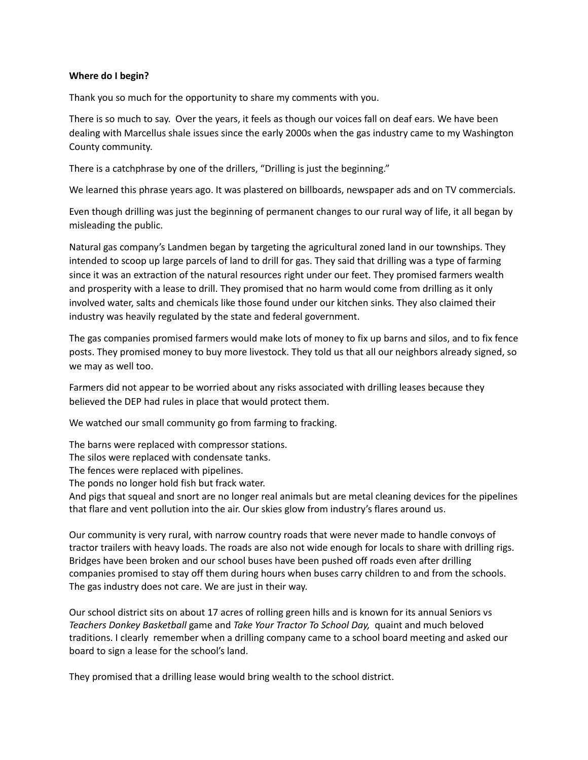**Where do I begin?**

Thank you so much for the opportunity to share my comments with you.

There is so much to say. Over the years, it feels as though our voices fall on deaf ears. We have been dealing with Marcellus shale issues since the early 2000s when the gas industry came to my Washington County community.

There is a catchphrase by one of the drillers, "Drilling is just the beginning."

We learned this phrase years ago. It was plastered on billboards, newspaper ads and on TV commercials.

Even though drilling was just the beginning of permanent changes to our rural way of life, it all began by misleading the public.

Natural gas company's Landmen began by targeting the agricultural zoned land in our townships. They intended to scoop up large parcels of land to drill for gas. They said that drilling was a type of farming since it was an extraction of the natural resources right under our feet. They promised farmers wealth and prosperity with a lease to drill. They promised that no harm would come from drilling as it only involved water, salts and chemicals like those found under our kitchen sinks. They also claimed their industry was heavily regulated by the state and federal government.

The gas companies promised farmers would make lots of money to fix up barns and silos, and to fix fence posts. They promised money to buy more livestock. They told us that all our neighbors already signed, so we may as well too.

Farmers did not appear to be worried about any risks associated with drilling leases because they believed the DEP had rules in place that would protect them.

We watched our small community go from farming to fracking.

The barns were replaced with compressor stations.
The silos were replaced with condensate tanks.
The fences were replaced with pipelines.
The ponds no longer hold fish but frack water.
And pigs that squeal and snort are no longer real animals but are metal cleaning devices for the pipelines that flare and vent pollution into the air. Our skies glow from industry's flares around us.

Our community is very rural, with narrow country roads that were never made to handle convoys of tractor trailers with heavy loads. The roads are also not wide enough for locals to share with drilling rigs. Bridges have been broken and our school buses have been pushed off roads even after drilling companies promised to stay off them during hours when buses carry children to and from the schools. The gas industry does not care. We are just in their way.

Our school district sits on about 17 acres of rolling green hills and is known for its annual Seniors vs *Teachers Donkey Basketball* game and *Take Your Tractor To School Day,* quaint and much beloved traditions. I clearly remember when a drilling company came to a school board meeting and asked our board to sign a lease for the school's land.

They promised that a drilling lease would bring wealth to the school district.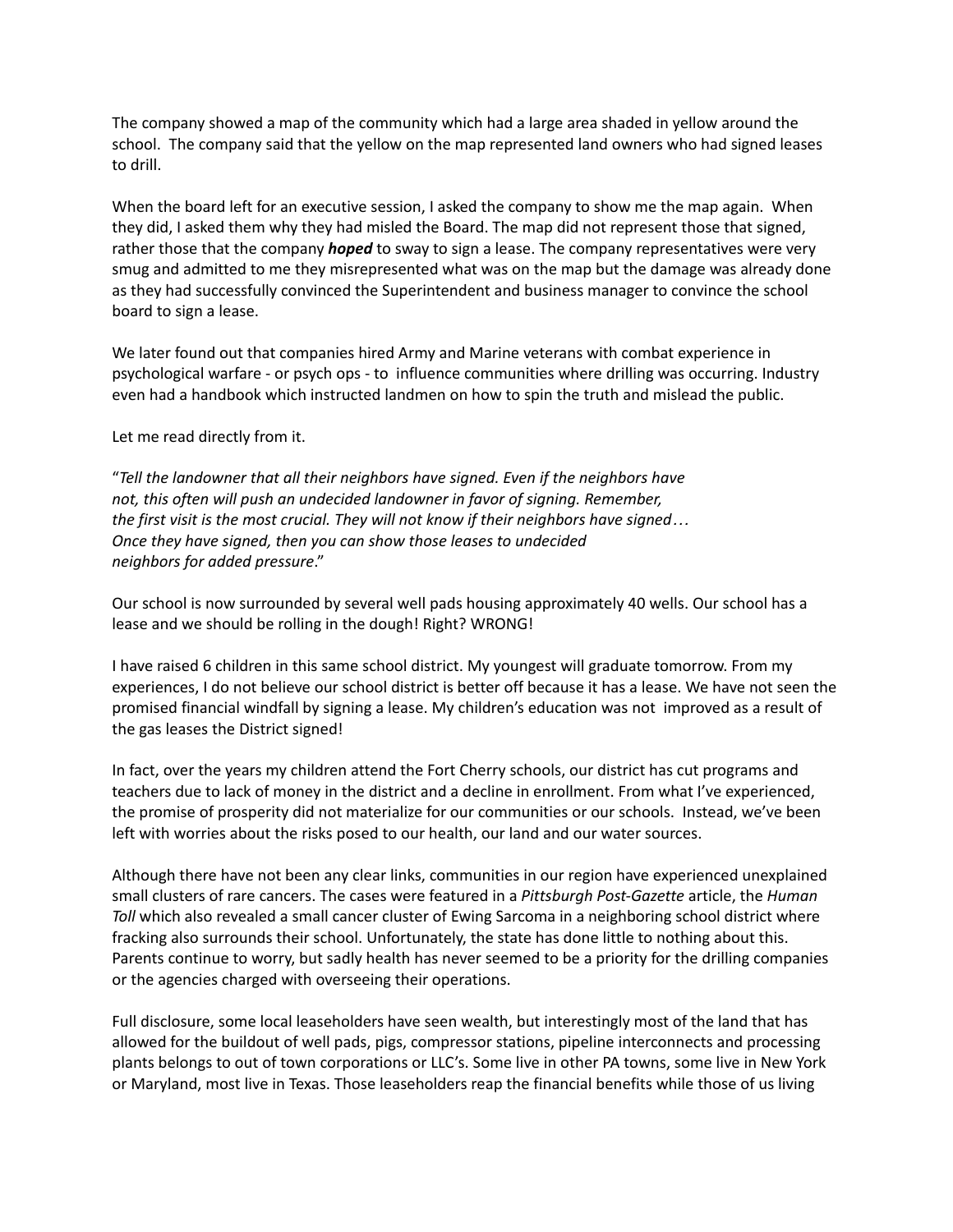The company showed a map of the community which had a large area shaded in yellow around the school. The company said that the yellow on the map represented land owners who had signed leases to drill.

When the board left for an executive session, I asked the company to show me the map again. When they did, I asked them why they had misled the Board. The map did not represent those that signed, rather those that the company ***hoped*** to sway to sign a lease. The company representatives were very smug and admitted to me they misrepresented what was on the map but the damage was already done as they had successfully convinced the Superintendent and business manager to convince the school board to sign a lease.

We later found out that companies hired Army and Marine veterans with combat experience in psychological warfare - or psych ops - to influence communities where drilling was occurring. Industry even had a handbook which instructed landmen on how to spin the truth and mislead the public.

Let me read directly from it.

"*Tell the landowner that all their neighbors have signed. Even if the neighbors have not, this often will push an undecided landowner in favor of signing. Remember, the first visit is the most crucial. They will not know if their neighbors have signed… Once they have signed, then you can show those leases to undecided neighbors for added pressure*."

Our school is now surrounded by several well pads housing approximately 40 wells. Our school has a lease and we should be rolling in the dough! Right? WRONG!

I have raised 6 children in this same school district. My youngest will graduate tomorrow. From my experiences, I do not believe our school district is better off because it has a lease. We have not seen the promised financial windfall by signing a lease. My children's education was not improved as a result of the gas leases the District signed!

In fact, over the years my children attend the Fort Cherry schools, our district has cut programs and teachers due to lack of money in the district and a decline in enrollment. From what I've experienced, the promise of prosperity did not materialize for our communities or our schools. Instead, we've been left with worries about the risks posed to our health, our land and our water sources.

Although there have not been any clear links, communities in our region have experienced unexplained small clusters of rare cancers. The cases were featured in a *Pittsburgh Post-Gazette* article, the *Human Toll* which also revealed a small cancer cluster of Ewing Sarcoma in a neighboring school district where fracking also surrounds their school. Unfortunately, the state has done little to nothing about this. Parents continue to worry, but sadly health has never seemed to be a priority for the drilling companies or the agencies charged with overseeing their operations.

Full disclosure, some local leaseholders have seen wealth, but interestingly most of the land that has allowed for the buildout of well pads, pigs, compressor stations, pipeline interconnects and processing plants belongs to out of town corporations or LLC's. Some live in other PA towns, some live in New York or Maryland, most live in Texas. Those leaseholders reap the financial benefits while those of us living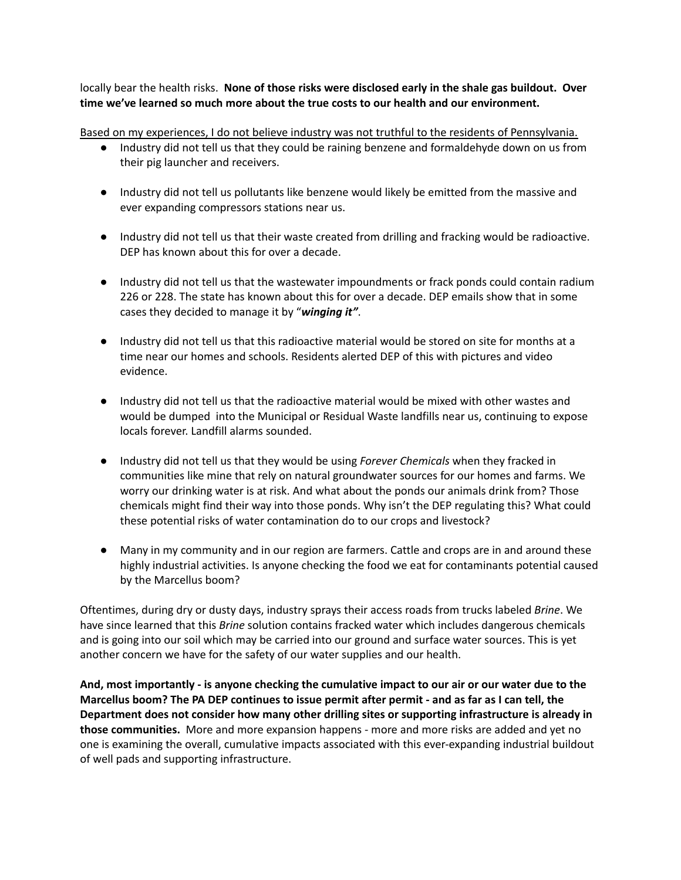locally bear the health risks. **None of those risks were disclosed early in the shale gas buildout. Over time we've learned so much more about the true costs to our health and our environment.**

<u>Based on my experiences, I do not believe industry was not truthful to the residents of Pennsylvania.</u>

- Industry did not tell us that they could be raining benzene and formaldehyde down on us from their pig launcher and receivers.

- Industry did not tell us pollutants like benzene would likely be emitted from the massive and ever expanding compressors stations near us.

- Industry did not tell us that their waste created from drilling and fracking would be radioactive. DEP has known about this for over a decade.

- Industry did not tell us that the wastewater impoundments or frack ponds could contain radium 226 or 228. The state has known about this for over a decade. DEP emails show that in some cases they decided to manage it by "***winging it"***.

- Industry did not tell us that this radioactive material would be stored on site for months at a time near our homes and schools. Residents alerted DEP of this with pictures and video evidence.

- Industry did not tell us that the radioactive material would be mixed with other wastes and would be dumped into the Municipal or Residual Waste landfills near us, continuing to expose locals forever. Landfill alarms sounded.

- Industry did not tell us that they would be using *Forever Chemicals* when they fracked in communities like mine that rely on natural groundwater sources for our homes and farms. We worry our drinking water is at risk. And what about the ponds our animals drink from? Those chemicals might find their way into those ponds. Why isn't the DEP regulating this? What could these potential risks of water contamination do to our crops and livestock?

- Many in my community and in our region are farmers. Cattle and crops are in and around these highly industrial activities. Is anyone checking the food we eat for contaminants potential caused by the Marcellus boom?

Oftentimes, during dry or dusty days, industry sprays their access roads from trucks labeled *Brine*. We have since learned that this *Brine* solution contains fracked water which includes dangerous chemicals and is going into our soil which may be carried into our ground and surface water sources. This is yet another concern we have for the safety of our water supplies and our health.

**And, most importantly - is anyone checking the cumulative impact to our air or our water due to the Marcellus boom? The PA DEP continues to issue permit after permit - and as far as I can tell, the Department does not consider how many other drilling sites or supporting infrastructure is already in those communities.** More and more expansion happens - more and more risks are added and yet no one is examining the overall, cumulative impacts associated with this ever-expanding industrial buildout of well pads and supporting infrastructure.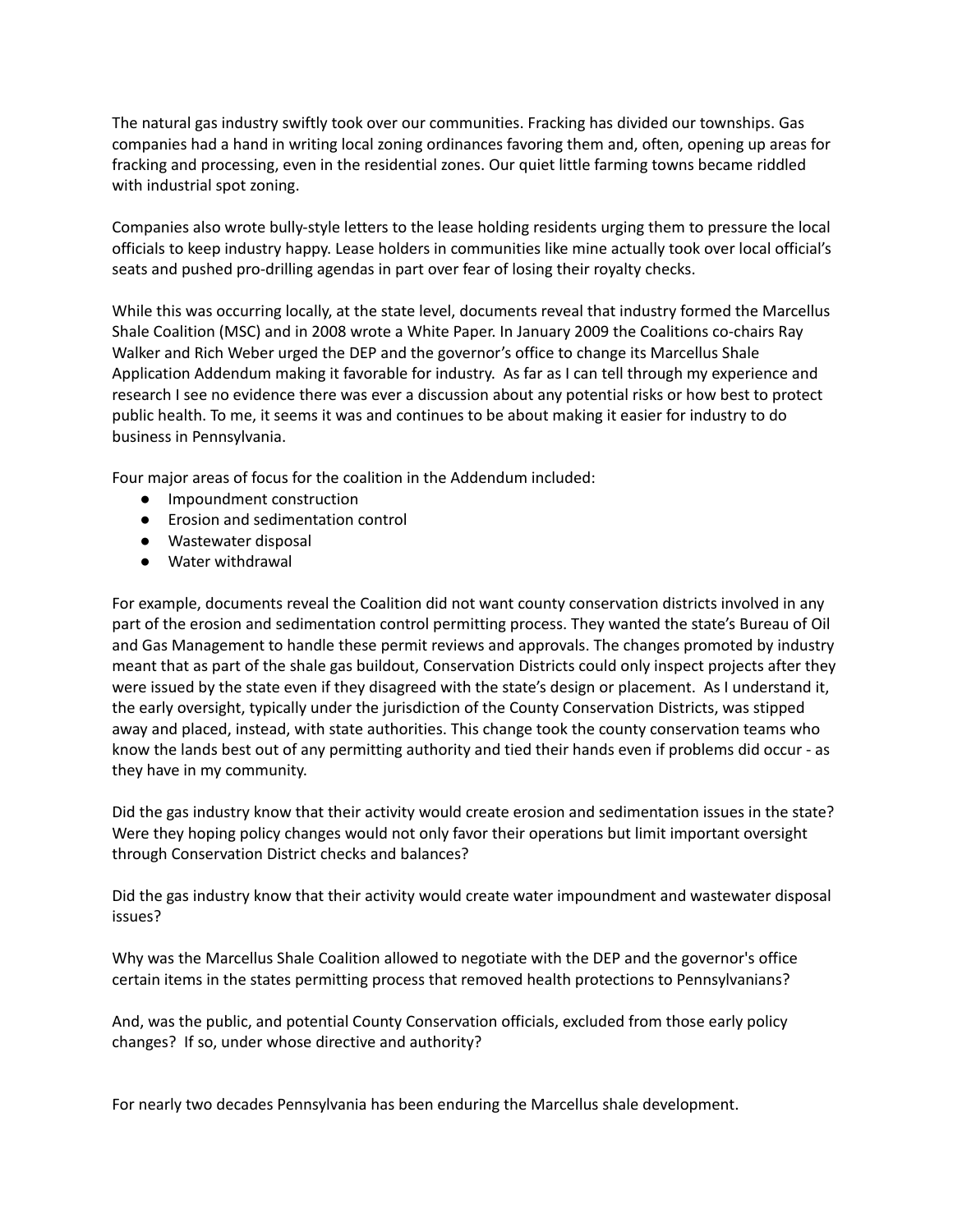The natural gas industry swiftly took over our communities. Fracking has divided our townships. Gas companies had a hand in writing local zoning ordinances favoring them and, often, opening up areas for fracking and processing, even in the residential zones. Our quiet little farming towns became riddled with industrial spot zoning.

Companies also wrote bully-style letters to the lease holding residents urging them to pressure the local officials to keep industry happy. Lease holders in communities like mine actually took over local official's seats and pushed pro-drilling agendas in part over fear of losing their royalty checks.

While this was occurring locally, at the state level, documents reveal that industry formed the Marcellus Shale Coalition (MSC) and in 2008 wrote a White Paper. In January 2009 the Coalitions co-chairs Ray Walker and Rich Weber urged the DEP and the governor's office to change its Marcellus Shale Application Addendum making it favorable for industry.  As far as I can tell through my experience and research I see no evidence there was ever a discussion about any potential risks or how best to protect public health. To me, it seems it was and continues to be about making it easier for industry to do business in Pennsylvania.

Four major areas of focus for the coalition in the Addendum included:

- Impoundment construction
- Erosion and sedimentation control
- Wastewater disposal
- Water withdrawal

For example, documents reveal the Coalition did not want county conservation districts involved in any part of the erosion and sedimentation control permitting process. They wanted the state's Bureau of Oil and Gas Management to handle these permit reviews and approvals. The changes promoted by industry meant that as part of the shale gas buildout, Conservation Districts could only inspect projects after they were issued by the state even if they disagreed with the state's design or placement.  As I understand it, the early oversight, typically under the jurisdiction of the County Conservation Districts, was stipped away and placed, instead, with state authorities. This change took the county conservation teams who know the lands best out of any permitting authority and tied their hands even if problems did occur - as they have in my community.

Did the gas industry know that their activity would create erosion and sedimentation issues in the state? Were they hoping policy changes would not only favor their operations but limit important oversight through Conservation District checks and balances?

Did the gas industry know that their activity would create water impoundment and wastewater disposal issues?

Why was the Marcellus Shale Coalition allowed to negotiate with the DEP and the governor's office certain items in the states permitting process that removed health protections to Pennsylvanians?

And, was the public, and potential County Conservation officials, excluded from those early policy changes?  If so, under whose directive and authority?

For nearly two decades Pennsylvania has been enduring the Marcellus shale development.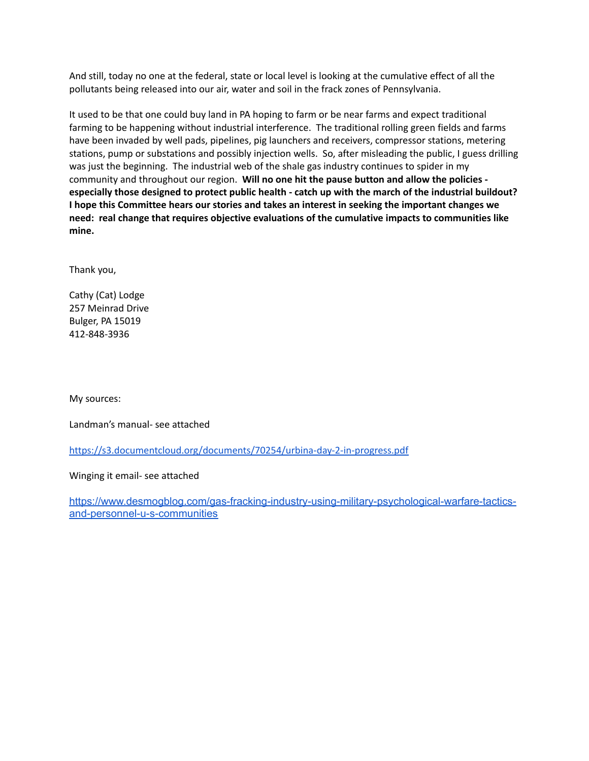And still, today no one at the federal, state or local level is looking at the cumulative effect of all the pollutants being released into our air, water and soil in the frack zones of Pennsylvania.

It used to be that one could buy land in PA hoping to farm or be near farms and expect traditional farming to be happening without industrial interference. The traditional rolling green fields and farms have been invaded by well pads, pipelines, pig launchers and receivers, compressor stations, metering stations, pump or substations and possibly injection wells. So, after misleading the public, I guess drilling was just the beginning. The industrial web of the shale gas industry continues to spider in my community and throughout our region. **Will no one hit the pause button and allow the policies - especially those designed to protect public health - catch up with the march of the industrial buildout? I hope this Committee hears our stories and takes an interest in seeking the important changes we need: real change that requires objective evaluations of the cumulative impacts to communities like mine.**

Thank you,

Cathy (Cat) Lodge
257 Meinrad Drive
Bulger, PA 15019
412-848-3936

My sources:

Landman's manual- see attached

https://s3.documentcloud.org/documents/70254/urbina-day-2-in-progress.pdf

Winging it email- see attached

https://www.desmogblog.com/gas-fracking-industry-using-military-psychological-warfare-tactics-and-personnel-u-s-communities